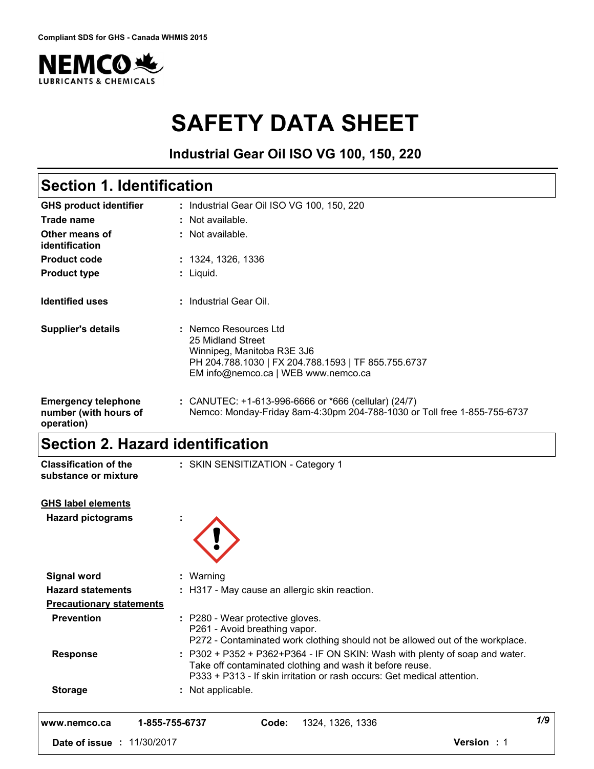Compliant SDS for GHS - Canada WHMIS 2015

NEMCO LUBRICANTS & CHEMICALS

# SAFETY DATA SHEET

**Industrial Gear Oil ISO VG 100, 150, 220**

## Section 1. Identification

| | |
|---|---|
| **GHS product identifier** | : Industrial Gear Oil ISO VG 100, 150, 220 |
| **Trade name** | : Not available. |
| **Other means of identification** | : Not available. |
| **Product code** | : 1324, 1326, 1336 |
| **Product type** | : Liquid. |
| **Identified uses** | : Industrial Gear Oil. |
| **Supplier's details** | : Nemco Resources Ltd<br>25 Midland Street<br>Winnipeg, Manitoba R3E 3J6<br>PH 204.788.1030 \| FX 204.788.1593 \| TF 855.755.6737<br>EM info@nemco.ca \| WEB www.nemco.ca |
| **Emergency telephone number (with hours of operation)** | : CANUTEC: +1-613-996-6666 or *666 (cellular) (24/7)<br>Nemco: Monday-Friday 8am-4:30pm 204-788-1030 or Toll free 1-855-755-6737 |

## Section 2. Hazard identification

**Classification of the substance or mixture** : SKIN SENSITIZATION - Category 1

**GHS label elements**

**Hazard pictograms** :

**Signal word** : Warning

**Hazard statements** : H317 - May cause an allergic skin reaction.

**Precautionary statements**

**Prevention** : P280 - Wear protective gloves.
P261 - Avoid breathing vapor.
P272 - Contaminated work clothing should not be allowed out of the workplace.

**Response** : P302 + P352 + P362+P364 - IF ON SKIN: Wash with plenty of soap and water. Take off contaminated clothing and wash it before reuse.
P333 + P313 - If skin irritation or rash occurs: Get medical attention.

**Storage** : Not applicable.

www.nemco.ca 1-855-755-6737 **Code:** 1324, 1326, 1336

**Date of issue** : 11/30/2017 **Version** : 1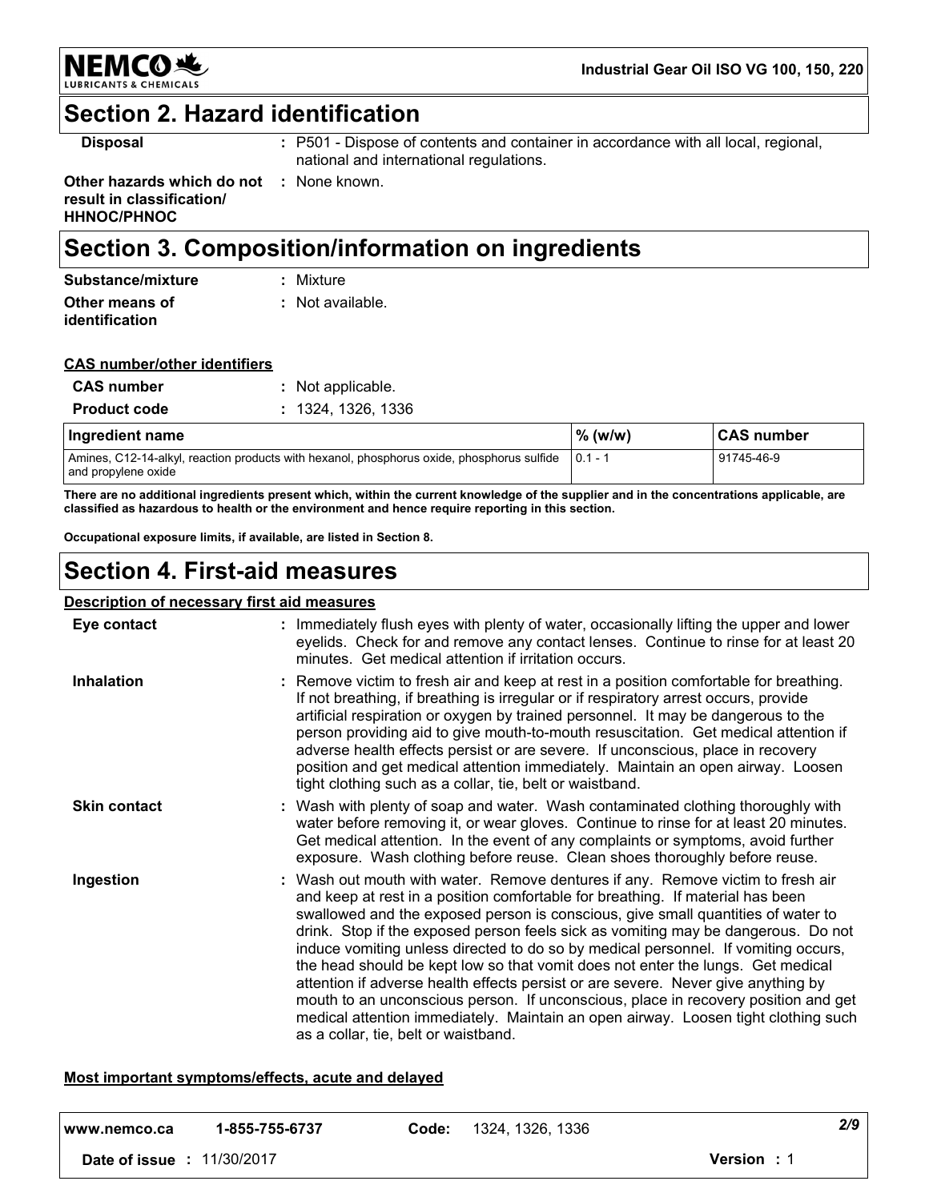## Section 2. Hazard identification

| | |
|---|---|
| **Disposal** | : P501 - Dispose of contents and container in accordance with all local, regional, national and international regulations. |
| **Other hazards which do not result in classification/ HHNOC/PHNOC** | : None known. |

## Section 3. Composition/information on ingredients

| | |
|---|---|
| **Substance/mixture** | : Mixture |
| **Other means of identification** | : Not available. |

**CAS number/other identifiers**

| | |
|---|---|
| **CAS number** | : Not applicable. |
| **Product code** | : 1324, 1326, 1336 |

| Ingredient name | % (w/w) | CAS number |
|---|---|---|
| Amines, C12-14-alkyl, reaction products with hexanol, phosphorus oxide, phosphorus sulfide and propylene oxide | 0.1 - 1 | 91745-46-9 |

**There are no additional ingredients present which, within the current knowledge of the supplier and in the concentrations applicable, are classified as hazardous to health or the environment and hence require reporting in this section.**

**Occupational exposure limits, if available, are listed in Section 8.**

## Section 4. First-aid measures

**Description of necessary first aid measures**

| | |
|---|---|
| **Eye contact** | : Immediately flush eyes with plenty of water, occasionally lifting the upper and lower eyelids. Check for and remove any contact lenses. Continue to rinse for at least 20 minutes. Get medical attention if irritation occurs. |
| **Inhalation** | : Remove victim to fresh air and keep at rest in a position comfortable for breathing. If not breathing, if breathing is irregular or if respiratory arrest occurs, provide artificial respiration or oxygen by trained personnel. It may be dangerous to the person providing aid to give mouth-to-mouth resuscitation. Get medical attention if adverse health effects persist or are severe. If unconscious, place in recovery position and get medical attention immediately. Maintain an open airway. Loosen tight clothing such as a collar, tie, belt or waistband. |
| **Skin contact** | : Wash with plenty of soap and water. Wash contaminated clothing thoroughly with water before removing it, or wear gloves. Continue to rinse for at least 20 minutes. Get medical attention. In the event of any complaints or symptoms, avoid further exposure. Wash clothing before reuse. Clean shoes thoroughly before reuse. |
| **Ingestion** | : Wash out mouth with water. Remove dentures if any. Remove victim to fresh air and keep at rest in a position comfortable for breathing. If material has been swallowed and the exposed person is conscious, give small quantities of water to drink. Stop if the exposed person feels sick as vomiting may be dangerous. Do not induce vomiting unless directed to do so by medical personnel. If vomiting occurs, the head should be kept low so that vomit does not enter the lungs. Get medical attention if adverse health effects persist or are severe. Never give anything by mouth to an unconscious person. If unconscious, place in recovery position and get medical attention immediately. Maintain an open airway. Loosen tight clothing such as a collar, tie, belt or waistband. |

**Most important symptoms/effects, acute and delayed**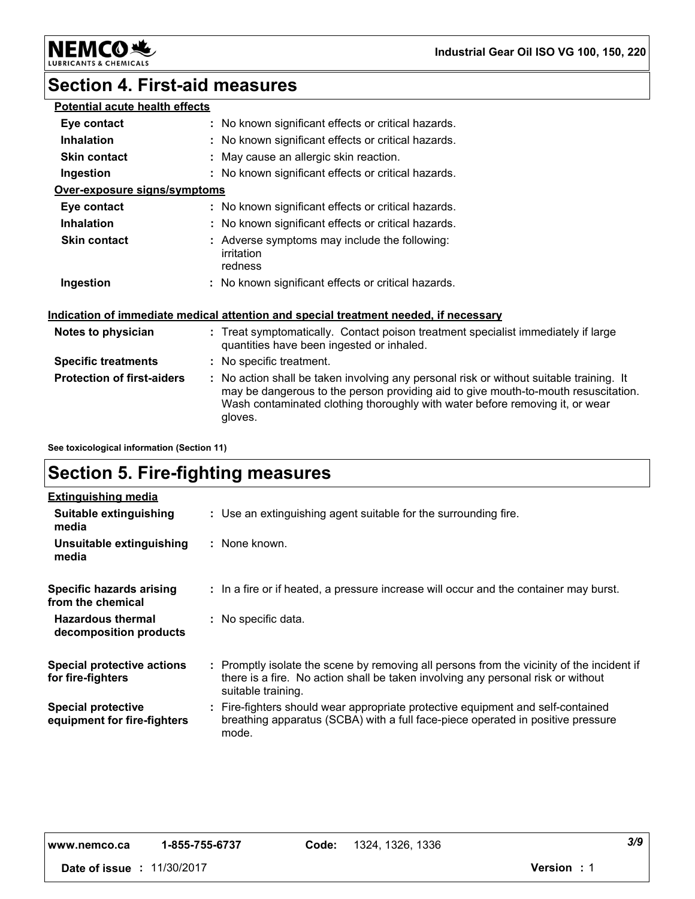## Section 4. First-aid measures

**Potential acute health effects**

| | |
|---|---|
| **Eye contact** | : No known significant effects or critical hazards. |
| **Inhalation** | : No known significant effects or critical hazards. |
| **Skin contact** | : May cause an allergic skin reaction. |
| **Ingestion** | : No known significant effects or critical hazards. |

**Over-exposure signs/symptoms**

| | |
|---|---|
| **Eye contact** | : No known significant effects or critical hazards. |
| **Inhalation** | : No known significant effects or critical hazards. |
| **Skin contact** | : Adverse symptoms may include the following: irritation redness |
| **Ingestion** | : No known significant effects or critical hazards. |

**Indication of immediate medical attention and special treatment needed, if necessary**

| | |
|---|---|
| **Notes to physician** | : Treat symptomatically. Contact poison treatment specialist immediately if large quantities have been ingested or inhaled. |
| **Specific treatments** | : No specific treatment. |
| **Protection of first-aiders** | : No action shall be taken involving any personal risk or without suitable training. It may be dangerous to the person providing aid to give mouth-to-mouth resuscitation. Wash contaminated clothing thoroughly with water before removing it, or wear gloves. |

**See toxicological information (Section 11)**

## Section 5. Fire-fighting measures

**Extinguishing media**

| | |
|---|---|
| **Suitable extinguishing media** | : Use an extinguishing agent suitable for the surrounding fire. |
| **Unsuitable extinguishing media** | : None known. |
| **Specific hazards arising from the chemical** | : In a fire or if heated, a pressure increase will occur and the container may burst. |
| **Hazardous thermal decomposition products** | : No specific data. |
| **Special protective actions for fire-fighters** | : Promptly isolate the scene by removing all persons from the vicinity of the incident if there is a fire. No action shall be taken involving any personal risk or without suitable training. |
| **Special protective equipment for fire-fighters** | : Fire-fighters should wear appropriate protective equipment and self-contained breathing apparatus (SCBA) with a full face-piece operated in positive pressure mode. |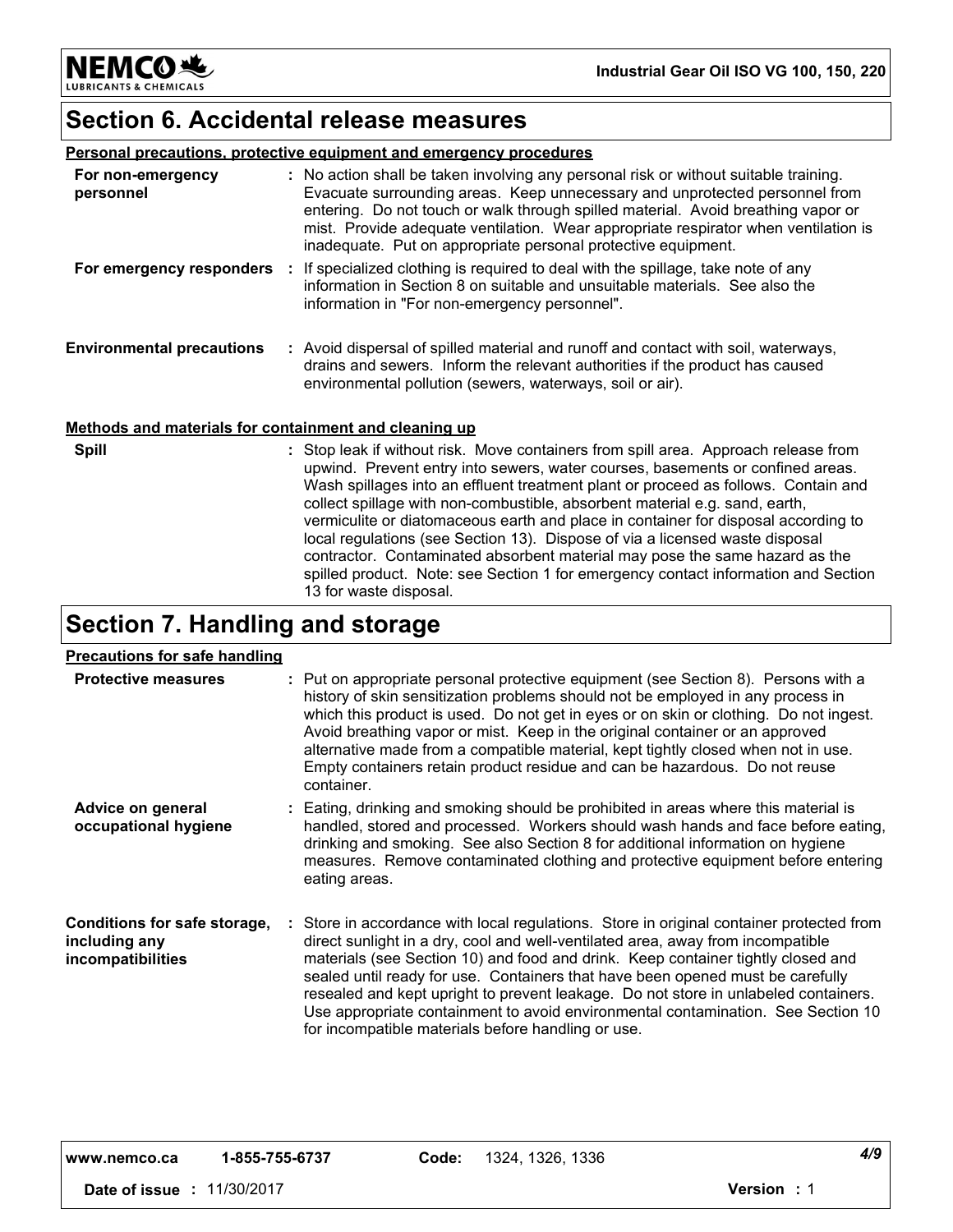## Section 6. Accidental release measures

**Personal precautions, protective equipment and emergency procedures**

| | |
|---|---|
| **For non-emergency personnel** | : No action shall be taken involving any personal risk or without suitable training. Evacuate surrounding areas. Keep unnecessary and unprotected personnel from entering. Do not touch or walk through spilled material. Avoid breathing vapor or mist. Provide adequate ventilation. Wear appropriate respirator when ventilation is inadequate. Put on appropriate personal protective equipment. |
| **For emergency responders** | : If specialized clothing is required to deal with the spillage, take note of any information in Section 8 on suitable and unsuitable materials. See also the information in "For non-emergency personnel". |
| **Environmental precautions** | : Avoid dispersal of spilled material and runoff and contact with soil, waterways, drains and sewers. Inform the relevant authorities if the product has caused environmental pollution (sewers, waterways, soil or air). |

**Methods and materials for containment and cleaning up**

| | |
|---|---|
| **Spill** | : Stop leak if without risk. Move containers from spill area. Approach release from upwind. Prevent entry into sewers, water courses, basements or confined areas. Wash spillages into an effluent treatment plant or proceed as follows. Contain and collect spillage with non-combustible, absorbent material e.g. sand, earth, vermiculite or diatomaceous earth and place in container for disposal according to local regulations (see Section 13). Dispose of via a licensed waste disposal contractor. Contaminated absorbent material may pose the same hazard as the spilled product. Note: see Section 1 for emergency contact information and Section 13 for waste disposal. |

## Section 7. Handling and storage

**Precautions for safe handling**

| | |
|---|---|
| **Protective measures** | : Put on appropriate personal protective equipment (see Section 8). Persons with a history of skin sensitization problems should not be employed in any process in which this product is used. Do not get in eyes or on skin or clothing. Do not ingest. Avoid breathing vapor or mist. Keep in the original container or an approved alternative made from a compatible material, kept tightly closed when not in use. Empty containers retain product residue and can be hazardous. Do not reuse container. |
| **Advice on general occupational hygiene** | : Eating, drinking and smoking should be prohibited in areas where this material is handled, stored and processed. Workers should wash hands and face before eating, drinking and smoking. See also Section 8 for additional information on hygiene measures. Remove contaminated clothing and protective equipment before entering eating areas. |
| **Conditions for safe storage, including any incompatibilities** | : Store in accordance with local regulations. Store in original container protected from direct sunlight in a dry, cool and well-ventilated area, away from incompatible materials (see Section 10) and food and drink. Keep container tightly closed and sealed until ready for use. Containers that have been opened must be carefully resealed and kept upright to prevent leakage. Do not store in unlabeled containers. Use appropriate containment to avoid environmental contamination. See Section 10 for incompatible materials before handling or use. |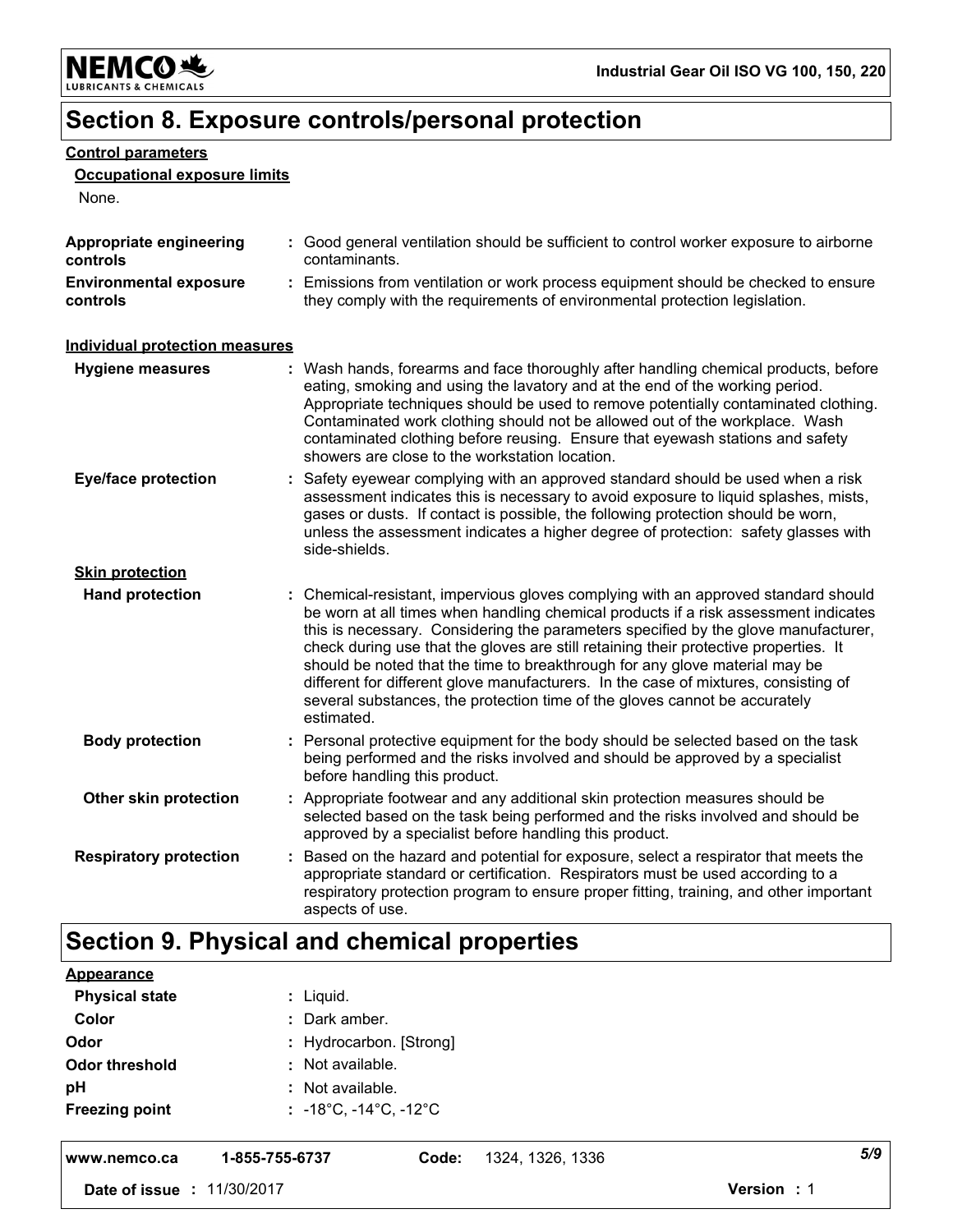# Section 8. Exposure controls/personal protection

**Control parameters**

**Occupational exposure limits**

None.

| | |
|---|---|
| **Appropriate engineering controls** | : Good general ventilation should be sufficient to control worker exposure to airborne contaminants. |
| **Environmental exposure controls** | : Emissions from ventilation or work process equipment should be checked to ensure they comply with the requirements of environmental protection legislation. |

**Individual protection measures**

| | |
|---|---|
| **Hygiene measures** | : Wash hands, forearms and face thoroughly after handling chemical products, before eating, smoking and using the lavatory and at the end of the working period. Appropriate techniques should be used to remove potentially contaminated clothing. Contaminated work clothing should not be allowed out of the workplace. Wash contaminated clothing before reusing. Ensure that eyewash stations and safety showers are close to the workstation location. |
| **Eye/face protection** | : Safety eyewear complying with an approved standard should be used when a risk assessment indicates this is necessary to avoid exposure to liquid splashes, mists, gases or dusts. If contact is possible, the following protection should be worn, unless the assessment indicates a higher degree of protection: safety glasses with side-shields. |

**Skin protection**

| | |
|---|---|
| **Hand protection** | : Chemical-resistant, impervious gloves complying with an approved standard should be worn at all times when handling chemical products if a risk assessment indicates this is necessary. Considering the parameters specified by the glove manufacturer, check during use that the gloves are still retaining their protective properties. It should be noted that the time to breakthrough for any glove material may be different for different glove manufacturers. In the case of mixtures, consisting of several substances, the protection time of the gloves cannot be accurately estimated. |
| **Body protection** | : Personal protective equipment for the body should be selected based on the task being performed and the risks involved and should be approved by a specialist before handling this product. |
| **Other skin protection** | : Appropriate footwear and any additional skin protection measures should be selected based on the task being performed and the risks involved and should be approved by a specialist before handling this product. |
| **Respiratory protection** | : Based on the hazard and potential for exposure, select a respirator that meets the appropriate standard or certification. Respirators must be used according to a respiratory protection program to ensure proper fitting, training, and other important aspects of use. |

# Section 9. Physical and chemical properties

**Appearance**

| | |
|---|---|
| **Physical state** | : Liquid. |
| **Color** | : Dark amber. |
| **Odor** | : Hydrocarbon. [Strong] |
| **Odor threshold** | : Not available. |
| **pH** | : Not available. |
| **Freezing point** | : -18°C, -14°C, -12°C |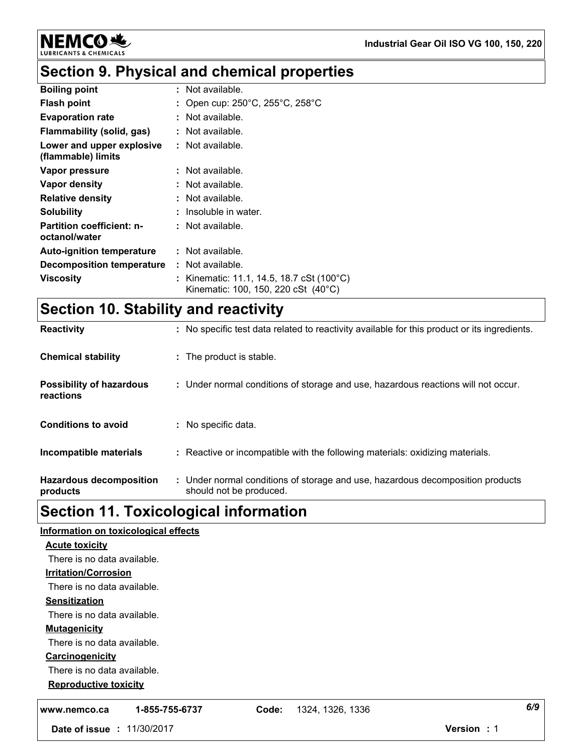## Section 9. Physical and chemical properties

| | |
|---|---|
| **Boiling point** | : Not available. |
| **Flash point** | : Open cup: 250°C, 255°C, 258°C |
| **Evaporation rate** | : Not available. |
| **Flammability (solid, gas)** | : Not available. |
| **Lower and upper explosive (flammable) limits** | : Not available. |
| **Vapor pressure** | : Not available. |
| **Vapor density** | : Not available. |
| **Relative density** | : Not available. |
| **Solubility** | : Insoluble in water. |
| **Partition coefficient: n-octanol/water** | : Not available. |
| **Auto-ignition temperature** | : Not available. |
| **Decomposition temperature** | : Not available. |
| **Viscosity** | : Kinematic: 11.1, 14.5, 18.7 cSt (100°C)<br>Kinematic: 100, 150, 220 cSt (40°C) |

## Section 10. Stability and reactivity

| | |
|---|---|
| **Reactivity** | : No specific test data related to reactivity available for this product or its ingredients. |
| **Chemical stability** | : The product is stable. |
| **Possibility of hazardous reactions** | : Under normal conditions of storage and use, hazardous reactions will not occur. |
| **Conditions to avoid** | : No specific data. |
| **Incompatible materials** | : Reactive or incompatible with the following materials: oxidizing materials. |
| **Hazardous decomposition products** | : Under normal conditions of storage and use, hazardous decomposition products should not be produced. |

## Section 11. Toxicological information

**Information on toxicological effects**

**Acute toxicity**

There is no data available.

**Irritation/Corrosion**

There is no data available.

**Sensitization**

There is no data available.

**Mutagenicity**

There is no data available.

**Carcinogenicity**

There is no data available.

**Reproductive toxicity**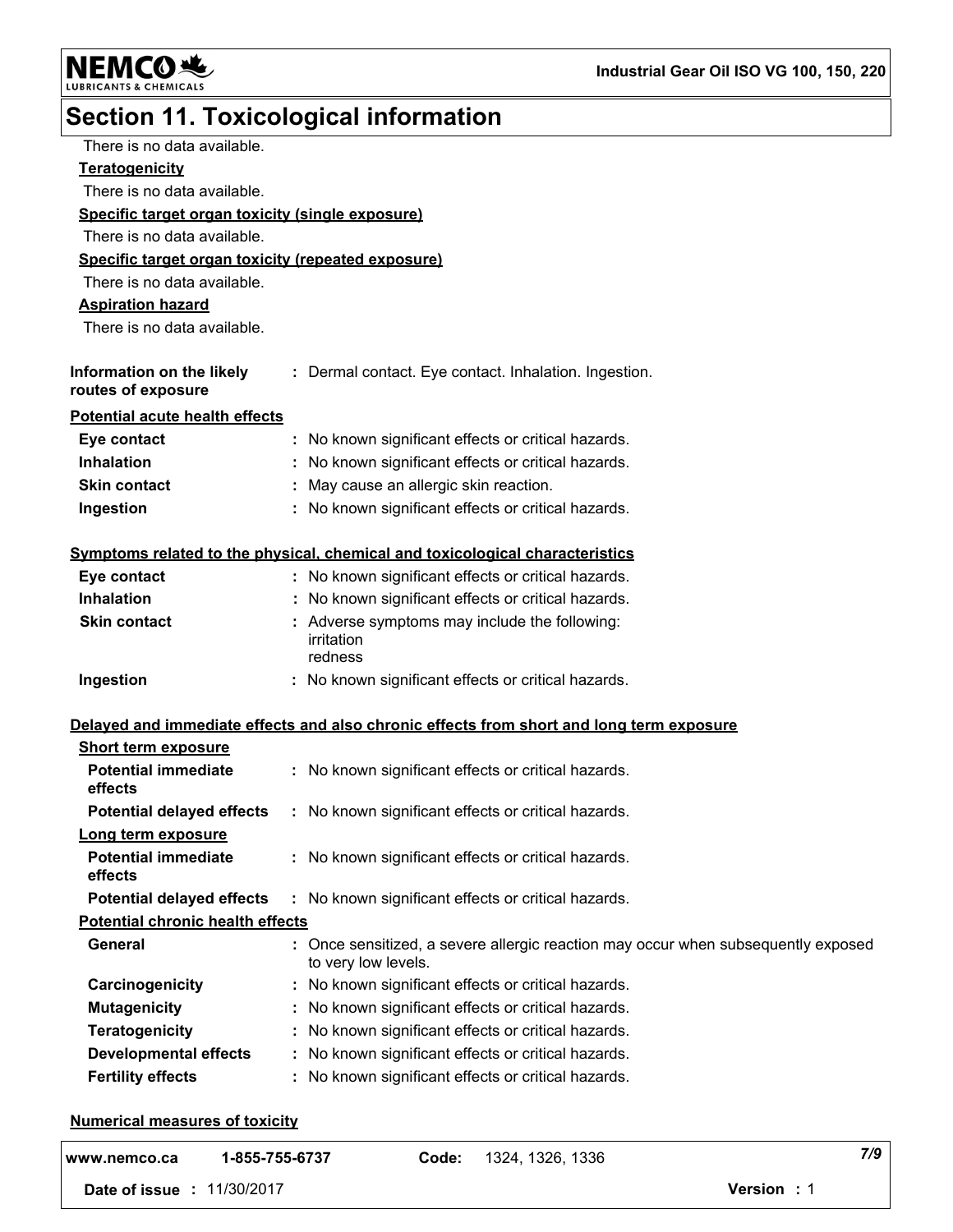# Section 11. Toxicological information

There is no data available.

**Teratogenicity**

There is no data available.

**Specific target organ toxicity (single exposure)**

There is no data available.

**Specific target organ toxicity (repeated exposure)**

There is no data available.

**Aspiration hazard**

There is no data available.

**Information on the likely routes of exposure** : Dermal contact. Eye contact. Inhalation. Ingestion.

**Potential acute health effects**

| | |
|---|---|
| **Eye contact** | : No known significant effects or critical hazards. |
| **Inhalation** | : No known significant effects or critical hazards. |
| **Skin contact** | : May cause an allergic skin reaction. |
| **Ingestion** | : No known significant effects or critical hazards. |

**Symptoms related to the physical, chemical and toxicological characteristics**

| | |
|---|---|
| **Eye contact** | : No known significant effects or critical hazards. |
| **Inhalation** | : No known significant effects or critical hazards. |
| **Skin contact** | : Adverse symptoms may include the following: irritation redness |
| **Ingestion** | : No known significant effects or critical hazards. |

**Delayed and immediate effects and also chronic effects from short and long term exposure**

**Short term exposure**

| | |
|---|---|
| **Potential immediate effects** | : No known significant effects or critical hazards. |
| **Potential delayed effects** | : No known significant effects or critical hazards. |

**Long term exposure**

| | |
|---|---|
| **Potential immediate effects** | : No known significant effects or critical hazards. |
| **Potential delayed effects** | : No known significant effects or critical hazards. |

**Potential chronic health effects**

| | |
|---|---|
| **General** | : Once sensitized, a severe allergic reaction may occur when subsequently exposed to very low levels. |
| **Carcinogenicity** | : No known significant effects or critical hazards. |
| **Mutagenicity** | : No known significant effects or critical hazards. |
| **Teratogenicity** | : No known significant effects or critical hazards. |
| **Developmental effects** | : No known significant effects or critical hazards. |
| **Fertility effects** | : No known significant effects or critical hazards. |

**Numerical measures of toxicity**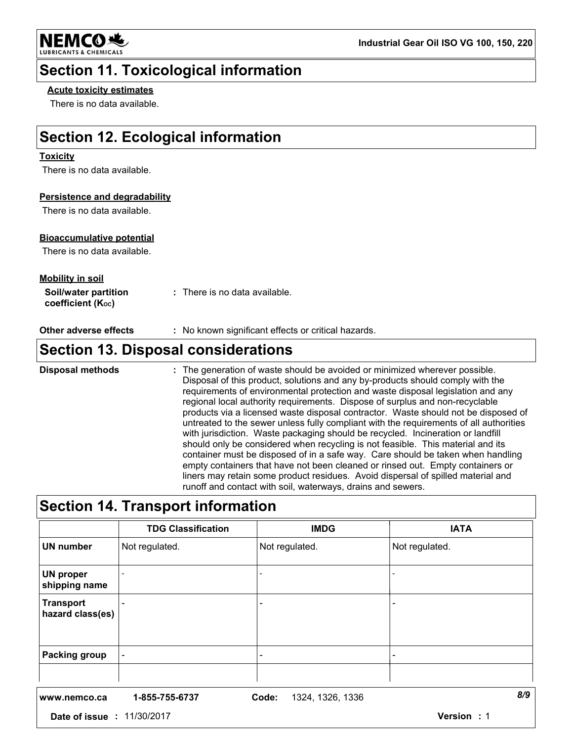## Section 11. Toxicological information

**Acute toxicity estimates**

There is no data available.

## Section 12. Ecological information

**Toxicity**

There is no data available.

**Persistence and degradability**

There is no data available.

**Bioaccumulative potential**

There is no data available.

**Mobility in soil**

**Soil/water partition coefficient ($K_{OC}$)** : There is no data available.

**Other adverse effects** : No known significant effects or critical hazards.

## Section 13. Disposal considerations

**Disposal methods** : The generation of waste should be avoided or minimized wherever possible. Disposal of this product, solutions and any by-products should comply with the requirements of environmental protection and waste disposal legislation and any regional local authority requirements. Dispose of surplus and non-recyclable products via a licensed waste disposal contractor. Waste should not be disposed of untreated to the sewer unless fully compliant with the requirements of all authorities with jurisdiction. Waste packaging should be recycled. Incineration or landfill should only be considered when recycling is not feasible. This material and its container must be disposed of in a safe way. Care should be taken when handling empty containers that have not been cleaned or rinsed out. Empty containers or liners may retain some product residues. Avoid dispersal of spilled material and runoff and contact with soil, waterways, drains and sewers.

## Section 14. Transport information

| | TDG Classification | IMDG | IATA |
|---|---|---|---|
| **UN number** | Not regulated. | Not regulated. | Not regulated. |
| **UN proper shipping name** | - | - | - |
| **Transport hazard class(es)** | - | - | - |
| **Packing group** | - | - | - |
| | | | |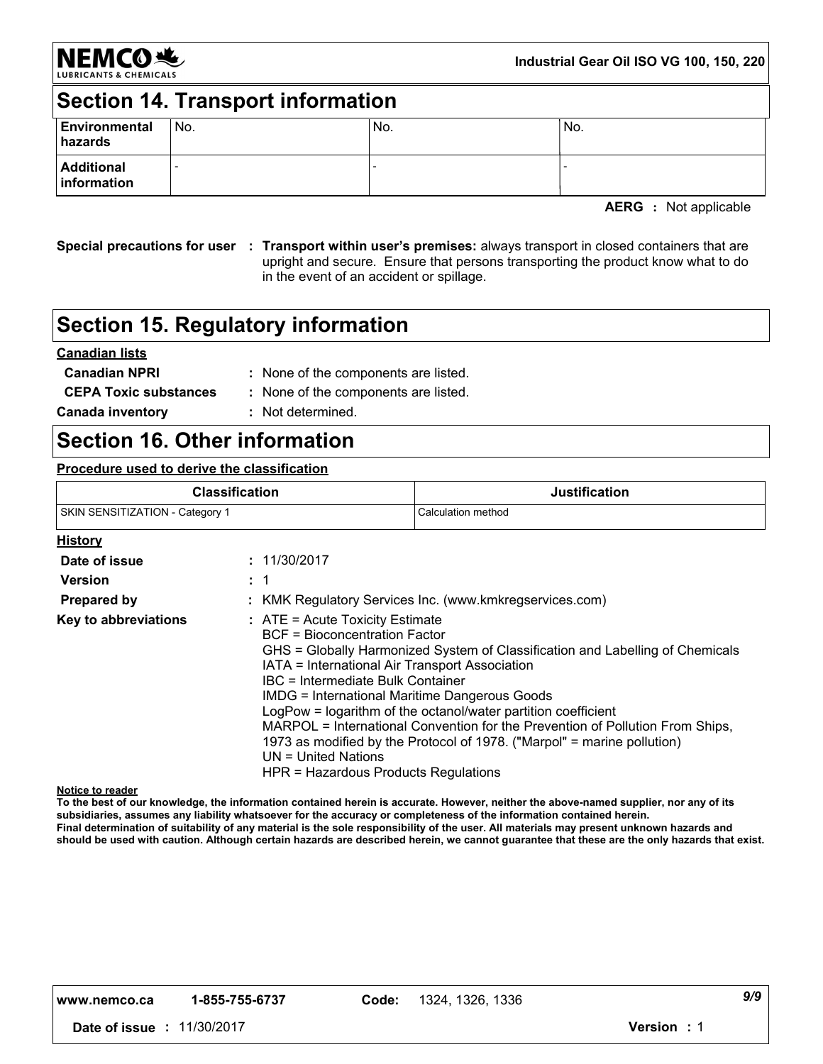## Section 14. Transport information

| | | | |
|---|---|---|---|
| **Environmental hazards** | No. | No. | No. |
| **Additional information** | - | - | - |

**AERG :** Not applicable

**Special precautions for user :** **Transport within user's premises:** always transport in closed containers that are upright and secure. Ensure that persons transporting the product know what to do in the event of an accident or spillage.

## Section 15. Regulatory information

**Canadian lists**

**Canadian NPRI :** None of the components are listed.

**CEPA Toxic substances :** None of the components are listed.

**Canada inventory :** Not determined.

## Section 16. Other information

**Procedure used to derive the classification**

| Classification | Justification |
|---|---|
| SKIN SENSITIZATION - Category 1 | Calculation method |

**History**

**Date of issue :** 11/30/2017

**Version :** 1

**Prepared by :** KMK Regulatory Services Inc. (www.kmkregservices.com)

**Key to abbreviations :** ATE = Acute Toxicity Estimate
BCF = Bioconcentration Factor
GHS = Globally Harmonized System of Classification and Labelling of Chemicals
IATA = International Air Transport Association
IBC = Intermediate Bulk Container
IMDG = International Maritime Dangerous Goods
LogPow = logarithm of the octanol/water partition coefficient
MARPOL = International Convention for the Prevention of Pollution From Ships, 1973 as modified by the Protocol of 1978. ("Marpol" = marine pollution)
UN = United Nations
HPR = Hazardous Products Regulations

**Notice to reader**

**To the best of our knowledge, the information contained herein is accurate. However, neither the above-named supplier, nor any of its subsidiaries, assumes any liability whatsoever for the accuracy or completeness of the information contained herein.**
**Final determination of suitability of any material is the sole responsibility of the user. All materials may present unknown hazards and should be used with caution. Although certain hazards are described herein, we cannot guarantee that these are the only hazards that exist.**